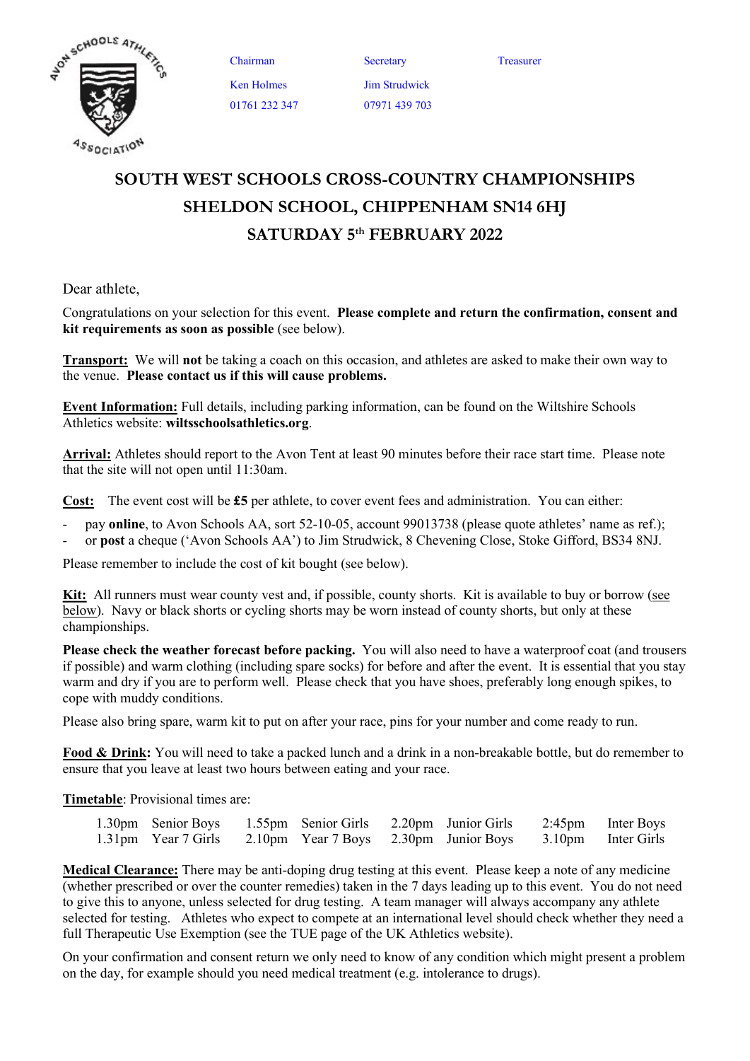| Chairman | Secretary | Treasurer |
|---|---|---|
| Ken Holmes | Jim Strudwick | |
| 01761 232 347 | 07971 439 703 | |

# SOUTH WEST SCHOOLS CROSS-COUNTRY CHAMPIONSHIPS
# SHELDON SCHOOL, CHIPPENHAM SN14 6HJ
# SATURDAY 5th FEBRUARY 2022

Dear athlete,

Congratulations on your selection for this event. **Please complete and return the confirmation, consent and kit requirements as soon as possible** (see below).

**Transport:** We will **not** be taking a coach on this occasion, and athletes are asked to make their own way to the venue. **Please contact us if this will cause problems.**

**Event Information:** Full details, including parking information, can be found on the Wiltshire Schools Athletics website: **wiltsschoolsathletics.org**.

**Arrival:** Athletes should report to the Avon Tent at least 90 minutes before their race start time. Please note that the site will not open until 11:30am.

**Cost:** The event cost will be **£5** per athlete, to cover event fees and administration. You can either:

- pay **online**, to Avon Schools AA, sort 52-10-05, account 99013738 (please quote athletes' name as ref.);
- or **post** a cheque ('Avon Schools AA') to Jim Strudwick, 8 Chevening Close, Stoke Gifford, BS34 8NJ.

Please remember to include the cost of kit bought (see below).

**Kit:** All runners must wear county vest and, if possible, county shorts. Kit is available to buy or borrow (see below). Navy or black shorts or cycling shorts may be worn instead of county shorts, but only at these championships.

**Please check the weather forecast before packing.** You will also need to have a waterproof coat (and trousers if possible) and warm clothing (including spare socks) for before and after the event. It is essential that you stay warm and dry if you are to perform well. Please check that you have shoes, preferably long enough spikes, to cope with muddy conditions.

Please also bring spare, warm kit to put on after your race, pins for your number and come ready to run.

**Food & Drink:** You will need to take a packed lunch and a drink in a non-breakable bottle, but do remember to ensure that you leave at least two hours between eating and your race.

**Timetable**: Provisional times are:

| | | | | | | | |
|---|---|---|---|---|---|---|---|
| 1.30pm | Senior Boys | 1.55pm | Senior Girls | 2.20pm | Junior Girls | 2:45pm | Inter Boys |
| 1.31pm | Year 7 Girls | 2.10pm | Year 7 Boys | 2.30pm | Junior Boys | 3.10pm | Inter Girls |

**Medical Clearance:** There may be anti-doping drug testing at this event. Please keep a note of any medicine (whether prescribed or over the counter remedies) taken in the 7 days leading up to this event. You do not need to give this to anyone, unless selected for drug testing. A team manager will always accompany any athlete selected for testing. Athletes who expect to compete at an international level should check whether they need a full Therapeutic Use Exemption (see the TUE page of the UK Athletics website).

On your confirmation and consent return we only need to know of any condition which might present a problem on the day, for example should you need medical treatment (e.g. intolerance to drugs).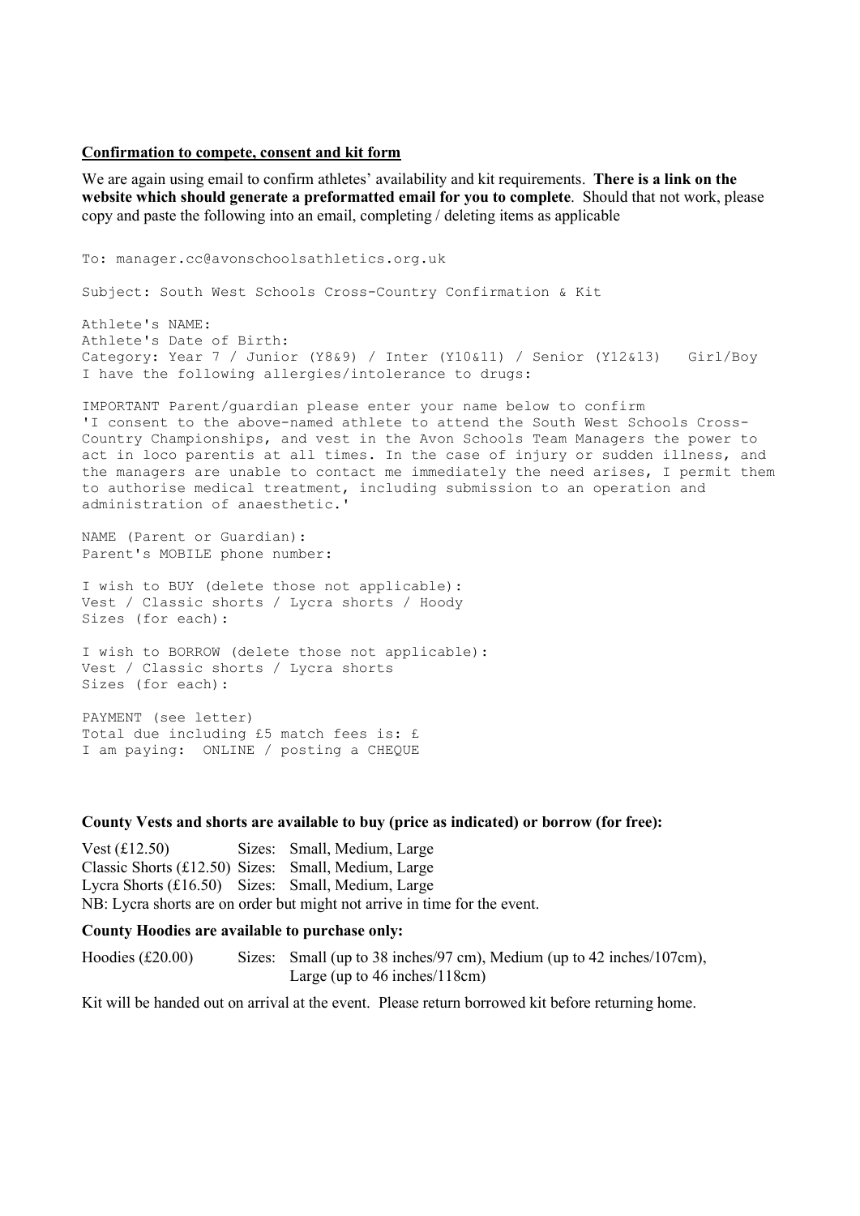## Confirmation to compete, consent and kit form

We are again using email to confirm athletes' availability and kit requirements. **There is a link on the website which should generate a preformatted email for you to complete**. Should that not work, please copy and paste the following into an email, completing / deleting items as applicable

```
To: manager.cc@avonschoolsathletics.org.uk

Subject: South West Schools Cross-Country Confirmation & Kit

Athlete's NAME:
Athlete's Date of Birth:
Category: Year 7 / Junior (Y8&9) / Inter (Y10&11) / Senior (Y12&13)   Girl/Boy
I have the following allergies/intolerance to drugs:

IMPORTANT Parent/guardian please enter your name below to confirm
'I consent to the above-named athlete to attend the South West Schools Cross-
Country Championships, and vest in the Avon Schools Team Managers the power to
act in loco parentis at all times. In the case of injury or sudden illness, and
the managers are unable to contact me immediately the need arises, I permit them
to authorise medical treatment, including submission to an operation and
administration of anaesthetic.'

NAME (Parent or Guardian):
Parent's MOBILE phone number:

I wish to BUY (delete those not applicable):
Vest / Classic shorts / Lycra shorts / Hoody
Sizes (for each):

I wish to BORROW (delete those not applicable):
Vest / Classic shorts / Lycra shorts
Sizes (for each):

PAYMENT (see letter)
Total due including £5 match fees is: £
I am paying:  ONLINE / posting a CHEQUE
```

**County Vests and shorts are available to buy (price as indicated) or borrow (for free):**

Vest (£12.50) Sizes: Small, Medium, Large
Classic Shorts (£12.50) Sizes: Small, Medium, Large
Lycra Shorts (£16.50) Sizes: Small, Medium, Large
NB: Lycra shorts are on order but might not arrive in time for the event.

**County Hoodies are available to purchase only:**

Hoodies (£20.00) Sizes: Small (up to 38 inches/97 cm), Medium (up to 42 inches/107cm), Large (up to 46 inches/118cm)

Kit will be handed out on arrival at the event. Please return borrowed kit before returning home.